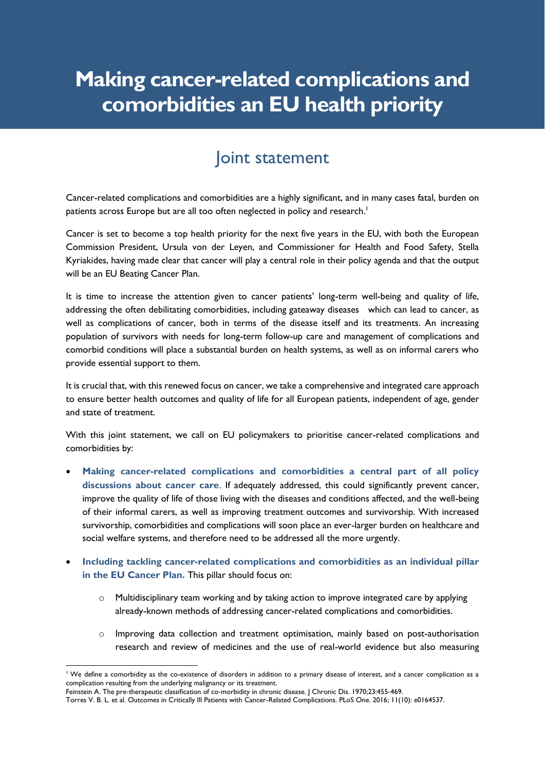# Making cancer-related complications and comorbidities an EU health priority

## Joint statement

Cancer-related complications and comorbidities are a highly significant, and in many cases fatal, burden on patients across Europe but are all too often neglected in policy and research.[1]

Cancer is set to become a top health priority for the next five years in the EU, with both the European Commission President, Ursula von der Leyen, and Commissioner for Health and Food Safety, Stella Kyriakides, having made clear that cancer will play a central role in their policy agenda and that the output will be an EU Beating Cancer Plan.

It is time to increase the attention given to cancer patients' long-term well-being and quality of life, addressing the often debilitating comorbidities, including gateaway diseases which can lead to cancer, as well as complications of cancer, both in terms of the disease itself and its treatments. An increasing population of survivors with needs for long-term follow-up care and management of complications and comorbid conditions will place a substantial burden on health systems, as well as on informal carers who provide essential support to them.

It is crucial that, with this renewed focus on cancer, we take a comprehensive and integrated care approach to ensure better health outcomes and quality of life for all European patients, independent of age, gender and state of treatment.

With this joint statement, we call on EU policymakers to prioritise cancer-related complications and comorbidities by:

- **Making cancer-related complications and comorbidities a central part of all policy discussions about cancer care.** If adequately addressed, this could significantly prevent cancer, improve the quality of life of those living with the diseases and conditions affected, and the well-being of their informal carers, as well as improving treatment outcomes and survivorship. With increased survivorship, comorbidities and complications will soon place an ever-larger burden on healthcare and social welfare systems, and therefore need to be addressed all the more urgently.

- **Including tackling cancer-related complications and comorbidities as an individual pillar in the EU Cancer Plan.** This pillar should focus on:

    - Multidisciplinary team working and by taking action to improve integrated care by applying already-known methods of addressing cancer-related complications and comorbidities.

    - Improving data collection and treatment optimisation, mainly based on post-authorisation research and review of medicines and the use of real-world evidence but also measuring

---

[1] We define a comorbidity as the co-existence of disorders in addition to a primary disease of interest, and a cancer complication as a complication resulting from the underlying malignancy or its treatment.
Feinstein A. The pre-therapeutic classification of co-morbidity in chronic disease. J Chronic Dis. 1970;23:455-469.
Torres V. B. L. et al. Outcomes in Critically Ill Patients with Cancer-Related Complications. PLoS One. 2016; 11(10): e0164537.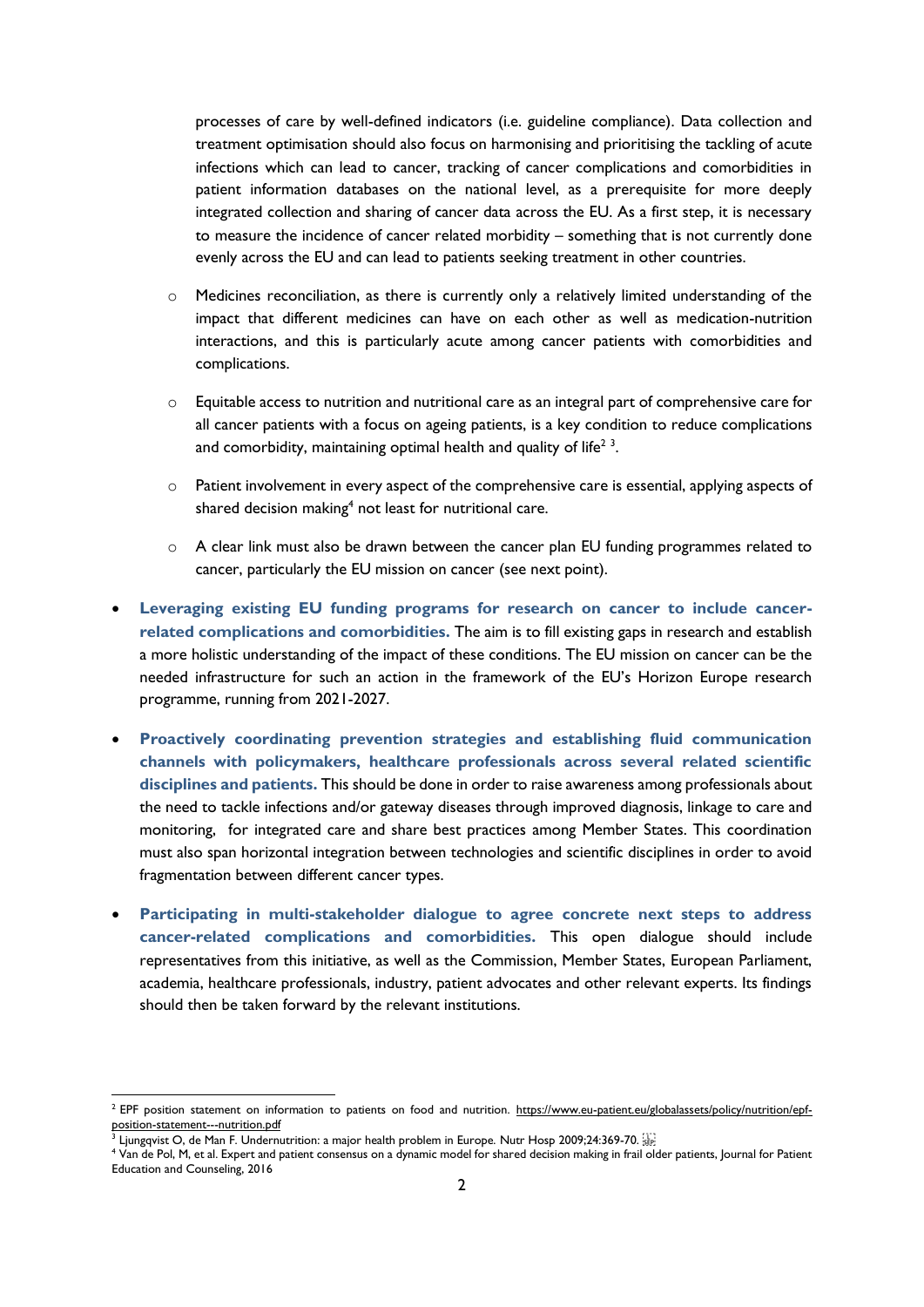processes of care by well-defined indicators (i.e. guideline compliance). Data collection and treatment optimisation should also focus on harmonising and prioritising the tackling of acute infections which can lead to cancer, tracking of cancer complications and comorbidities in patient information databases on the national level, as a prerequisite for more deeply integrated collection and sharing of cancer data across the EU. As a first step, it is necessary to measure the incidence of cancer related morbidity – something that is not currently done evenly across the EU and can lead to patients seeking treatment in other countries.

    - Medicines reconciliation, as there is currently only a relatively limited understanding of the impact that different medicines can have on each other as well as medication-nutrition interactions, and this is particularly acute among cancer patients with comorbidities and complications.
    - Equitable access to nutrition and nutritional care as an integral part of comprehensive care for all cancer patients with a focus on ageing patients, is a key condition to reduce complications and comorbidity, maintaining optimal health and quality of life[2] [3].
    - Patient involvement in every aspect of the comprehensive care is essential, applying aspects of shared decision making[4] not least for nutritional care.
    - A clear link must also be drawn between the cancer plan EU funding programmes related to cancer, particularly the EU mission on cancer (see next point).

- **Leveraging existing EU funding programs for research on cancer to include cancer-related complications and comorbidities.** The aim is to fill existing gaps in research and establish a more holistic understanding of the impact of these conditions. The EU mission on cancer can be the needed infrastructure for such an action in the framework of the EU's Horizon Europe research programme, running from 2021-2027.
- **Proactively coordinating prevention strategies and establishing fluid communication channels with policymakers, healthcare professionals across several related scientific disciplines and patients.** This should be done in order to raise awareness among professionals about the need to tackle infections and/or gateway diseases through improved diagnosis, linkage to care and monitoring, for integrated care and share best practices among Member States. This coordination must also span horizontal integration between technologies and scientific disciplines in order to avoid fragmentation between different cancer types.
- **Participating in multi-stakeholder dialogue to agree concrete next steps to address cancer-related complications and comorbidities.** This open dialogue should include representatives from this initiative, as well as the Commission, Member States, European Parliament, academia, healthcare professionals, industry, patient advocates and other relevant experts. Its findings should then be taken forward by the relevant institutions.

---

[2] EPF position statement on information to patients on food and nutrition. https://www.eu-patient.eu/globalassets/policy/nutrition/epf-position-statement---nutrition.pdf

[3] Ljungqvist O, de Man F. Undernutrition: a major health problem in Europe. Nutr Hosp 2009;24:369-70.

[4] Van de Pol, M, et al. Expert and patient consensus on a dynamic model for shared decision making in frail older patients, Journal for Patient Education and Counseling, 2016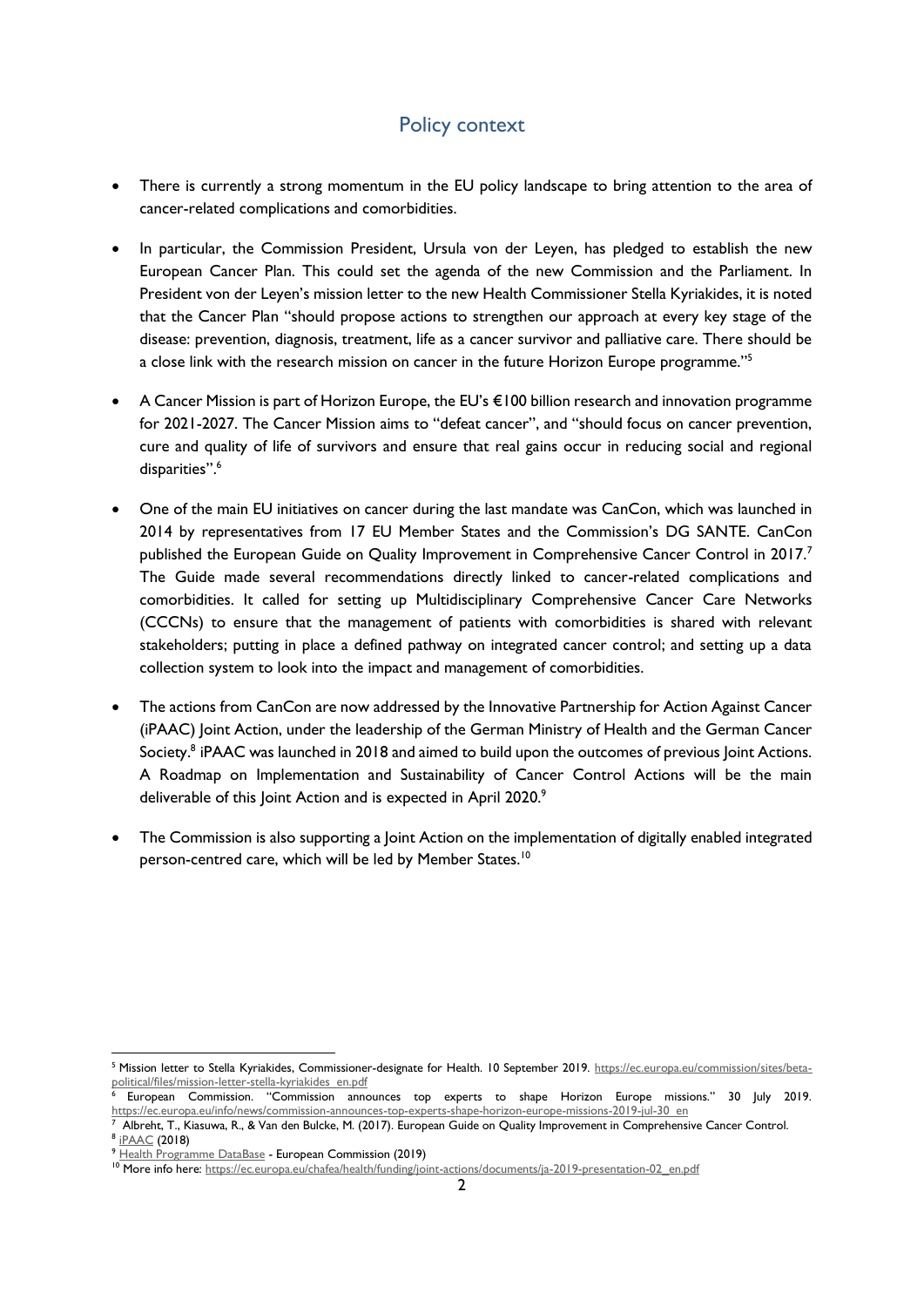## Policy context

- There is currently a strong momentum in the EU policy landscape to bring attention to the area of cancer-related complications and comorbidities.
- In particular, the Commission President, Ursula von der Leyen, has pledged to establish the new European Cancer Plan. This could set the agenda of the new Commission and the Parliament. In President von der Leyen's mission letter to the new Health Commissioner Stella Kyriakides, it is noted that the Cancer Plan "should propose actions to strengthen our approach at every key stage of the disease: prevention, diagnosis, treatment, life as a cancer survivor and palliative care. There should be a close link with the research mission on cancer in the future Horizon Europe programme."[5]
- A Cancer Mission is part of Horizon Europe, the EU's €100 billion research and innovation programme for 2021-2027. The Cancer Mission aims to "defeat cancer", and "should focus on cancer prevention, cure and quality of life of survivors and ensure that real gains occur in reducing social and regional disparities".[6]
- One of the main EU initiatives on cancer during the last mandate was CanCon, which was launched in 2014 by representatives from 17 EU Member States and the Commission's DG SANTE. CanCon published the European Guide on Quality Improvement in Comprehensive Cancer Control in 2017.[7] The Guide made several recommendations directly linked to cancer-related complications and comorbidities. It called for setting up Multidisciplinary Comprehensive Cancer Care Networks (CCCNs) to ensure that the management of patients with comorbidities is shared with relevant stakeholders; putting in place a defined pathway on integrated cancer control; and setting up a data collection system to look into the impact and management of comorbidities.
- The actions from CanCon are now addressed by the Innovative Partnership for Action Against Cancer (iPAAC) Joint Action, under the leadership of the German Ministry of Health and the German Cancer Society.[8] iPAAC was launched in 2018 and aimed to build upon the outcomes of previous Joint Actions. A Roadmap on Implementation and Sustainability of Cancer Control Actions will be the main deliverable of this Joint Action and is expected in April 2020.[9]
- The Commission is also supporting a Joint Action on the implementation of digitally enabled integrated person-centred care, which will be led by Member States.[10]

---

[5] Mission letter to Stella Kyriakides, Commissioner-designate for Health. 10 September 2019. https://ec.europa.eu/commission/sites/beta-political/files/mission-letter-stella-kyriakides_en.pdf

[6] European Commission. "Commission announces top experts to shape Horizon Europe missions." 30 July 2019. https://ec.europa.eu/info/news/commission-announces-top-experts-shape-horizon-europe-missions-2019-jul-30_en

[7] Albreht, T., Kiasuwa, R., & Van den Bulcke, M. (2017). European Guide on Quality Improvement in Comprehensive Cancer Control.

[8] iPAAC (2018)

[9] Health Programme DataBase - European Commission (2019)

[10] More info here: https://ec.europa.eu/chafea/health/funding/joint-actions/documents/ja-2019-presentation-02_en.pdf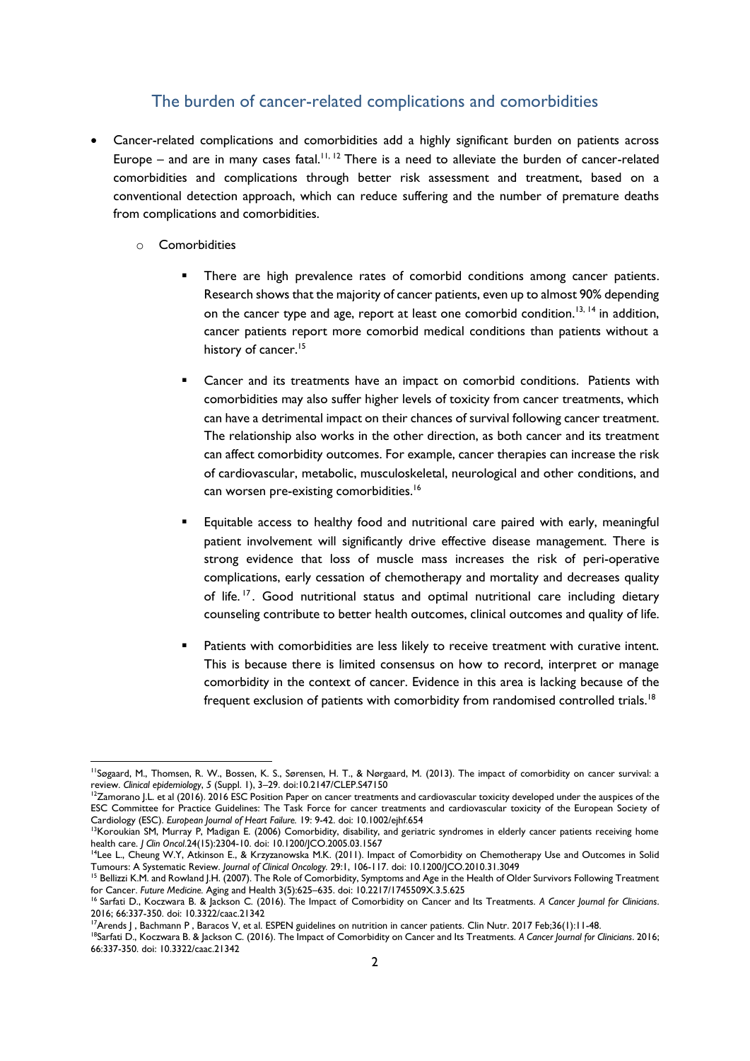## The burden of cancer-related complications and comorbidities

- Cancer-related complications and comorbidities add a highly significant burden on patients across Europe – and are in many cases fatal.[11, 12] There is a need to alleviate the burden of cancer-related comorbidities and complications through better risk assessment and treatment, based on a conventional detection approach, which can reduce suffering and the number of premature deaths from complications and comorbidities.
    - Comorbidities
        - There are high prevalence rates of comorbid conditions among cancer patients. Research shows that the majority of cancer patients, even up to almost 90% depending on the cancer type and age, report at least one comorbid condition.[13, 14] in addition, cancer patients report more comorbid medical conditions than patients without a history of cancer.[15]
        - Cancer and its treatments have an impact on comorbid conditions. Patients with comorbidities may also suffer higher levels of toxicity from cancer treatments, which can have a detrimental impact on their chances of survival following cancer treatment. The relationship also works in the other direction, as both cancer and its treatment can affect comorbidity outcomes. For example, cancer therapies can increase the risk of cardiovascular, metabolic, musculoskeletal, neurological and other conditions, and can worsen pre-existing comorbidities.[16]
        - Equitable access to healthy food and nutritional care paired with early, meaningful patient involvement will significantly drive effective disease management. There is strong evidence that loss of muscle mass increases the risk of peri-operative complications, early cessation of chemotherapy and mortality and decreases quality of life.[17]. Good nutritional status and optimal nutritional care including dietary counseling contribute to better health outcomes, clinical outcomes and quality of life.
        - Patients with comorbidities are less likely to receive treatment with curative intent. This is because there is limited consensus on how to record, interpret or manage comorbidity in the context of cancer. Evidence in this area is lacking because of the frequent exclusion of patients with comorbidity from randomised controlled trials.[18]

---

[11] Søgaard, M., Thomsen, R. W., Bossen, K. S., Sørensen, H. T., & Nørgaard, M. (2013). The impact of comorbidity on cancer survival: a review. *Clinical epidemiology*, *5* (Suppl. 1), 3–29. doi:10.2147/CLEP.S47150

[12] Zamorano J.L. et al (2016). 2016 ESC Position Paper on cancer treatments and cardiovascular toxicity developed under the auspices of the ESC Committee for Practice Guidelines: The Task Force for cancer treatments and cardiovascular toxicity of the European Society of Cardiology (ESC). *European Journal of Heart Failure.* 19: 9-42. doi: 10.1002/ejhf.654

[13] Koroukian SM, Murray P, Madigan E. (2006) Comorbidity, disability, and geriatric syndromes in elderly cancer patients receiving home health care. *J Clin Oncol*.24(15):2304-10. doi: 10.1200/JCO.2005.03.1567

[14] Lee L., Cheung W.Y, Atkinson E., & Krzyzanowska M.K. (2011). Impact of Comorbidity on Chemotherapy Use and Outcomes in Solid Tumours: A Systematic Review. *Journal of Clinical Oncology.* 29:1, 106-117. doi: 10.1200/JCO.2010.31.3049

[15] Bellizzi K.M. and Rowland J.H. (2007). The Role of Comorbidity, Symptoms and Age in the Health of Older Survivors Following Treatment for Cancer. *Future Medicine.* Aging and Health 3(5):625–635. doi: 10.2217/1745509X.3.5.625

[16] Sarfati D., Koczwara B. & Jackson C. (2016). The Impact of Comorbidity on Cancer and Its Treatments. *A Cancer Journal for Clinicians*. 2016; 66:337-350. doi: 10.3322/caac.21342

[17] Arends J , Bachmann P , Baracos V, et al. ESPEN guidelines on nutrition in cancer patients. Clin Nutr. 2017 Feb;36(1):11-48.

[18] Sarfati D., Koczwara B. & Jackson C. (2016). The Impact of Comorbidity on Cancer and Its Treatments. *A Cancer Journal for Clinicians*. 2016; 66:337-350. doi: 10.3322/caac.21342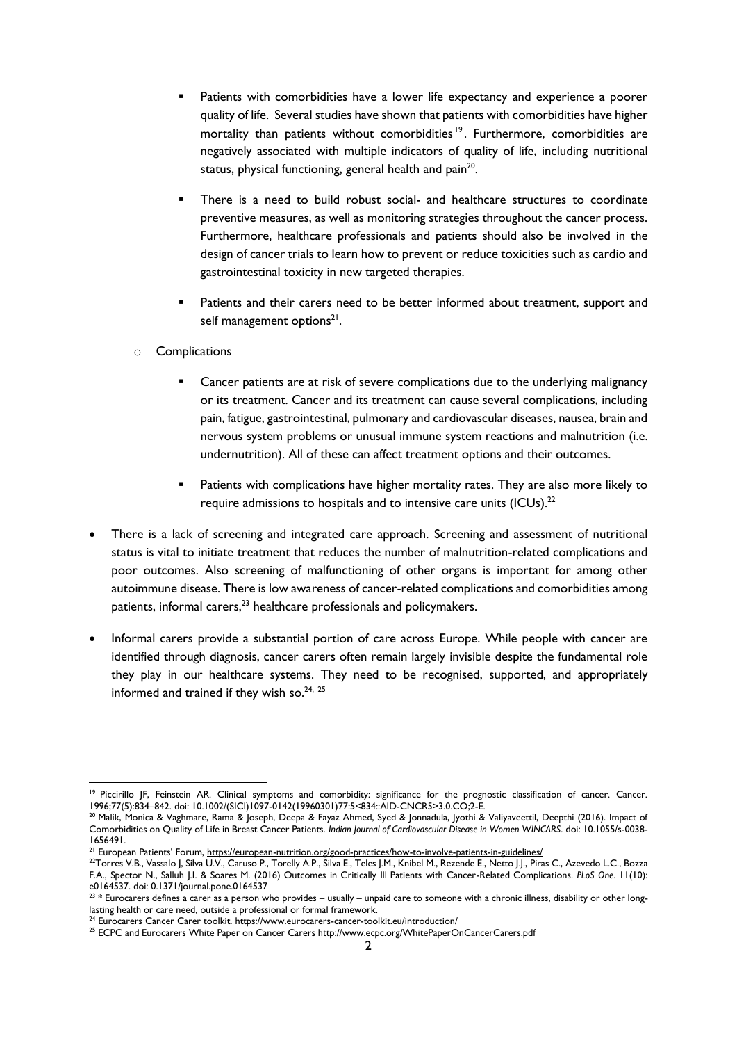- Patients with comorbidities have a lower life expectancy and experience a poorer quality of life. Several studies have shown that patients with comorbidities have higher mortality than patients without comorbidities[19]. Furthermore, comorbidities are negatively associated with multiple indicators of quality of life, including nutritional status, physical functioning, general health and pain[20].
    - There is a need to build robust social- and healthcare structures to coordinate preventive measures, as well as monitoring strategies throughout the cancer process. Furthermore, healthcare professionals and patients should also be involved in the design of cancer trials to learn how to prevent or reduce toxicities such as cardio and gastrointestinal toxicity in new targeted therapies.
    - Patients and their carers need to be better informed about treatment, support and self management options[21].
  - Complications
    - Cancer patients are at risk of severe complications due to the underlying malignancy or its treatment. Cancer and its treatment can cause several complications, including pain, fatigue, gastrointestinal, pulmonary and cardiovascular diseases, nausea, brain and nervous system problems or unusual immune system reactions and malnutrition (i.e. undernutrition). All of these can affect treatment options and their outcomes.
    - Patients with complications have higher mortality rates. They are also more likely to require admissions to hospitals and to intensive care units (ICUs).[22]

- There is a lack of screening and integrated care approach. Screening and assessment of nutritional status is vital to initiate treatment that reduces the number of malnutrition-related complications and poor outcomes. Also screening of malfunctioning of other organs is important for among other autoimmune disease. There is low awareness of cancer-related complications and comorbidities among patients, informal carers,[23] healthcare professionals and policymakers.
- Informal carers provide a substantial portion of care across Europe. While people with cancer are identified through diagnosis, cancer carers often remain largely invisible despite the fundamental role they play in our healthcare systems. They need to be recognised, supported, and appropriately informed and trained if they wish so.[24, 25]

---

[19] Piccirillo JF, Feinstein AR. Clinical symptoms and comorbidity: significance for the prognostic classification of cancer. Cancer. 1996;77(5):834–842. doi: 10.1002/(SICI)1097-0142(19960301)77:5<834::AID-CNCR5>3.0.CO;2-E.

[20] Malik, Monica & Vaghmare, Rama & Joseph, Deepa & Fayaz Ahmed, Syed & Jonnadula, Jyothi & Valiyaveettil, Deepthi (2016). Impact of Comorbidities on Quality of Life in Breast Cancer Patients. *Indian Journal of Cardiovascular Disease in Women WINCARS*. doi: 10.1055/s-0038-1656491.

[21] European Patients' Forum, https://european-nutrition.org/good-practices/how-to-involve-patients-in-guidelines/

[22] Torres V.B., Vassalo J, Silva U.V., Caruso P., Torelly A.P., Silva E., Teles J.M., Knibel M., Rezende E., Netto J.J., Piras C., Azevedo L.C., Bozza F.A., Spector N., Salluh J.I. & Soares M. (2016) Outcomes in Critically Ill Patients with Cancer-Related Complications. *PLoS One*. 11(10): e0164537. doi: 0.1371/journal.pone.0164537

[23] * Eurocarers defines a carer as a person who provides – usually – unpaid care to someone with a chronic illness, disability or other long-lasting health or care need, outside a professional or formal framework.

[24] Eurocarers Cancer Carer toolkit. https://www.eurocarers-cancer-toolkit.eu/introduction/

[25] ECPC and Eurocarers White Paper on Cancer Carers http://www.ecpc.org/WhitePaperOnCancerCarers.pdf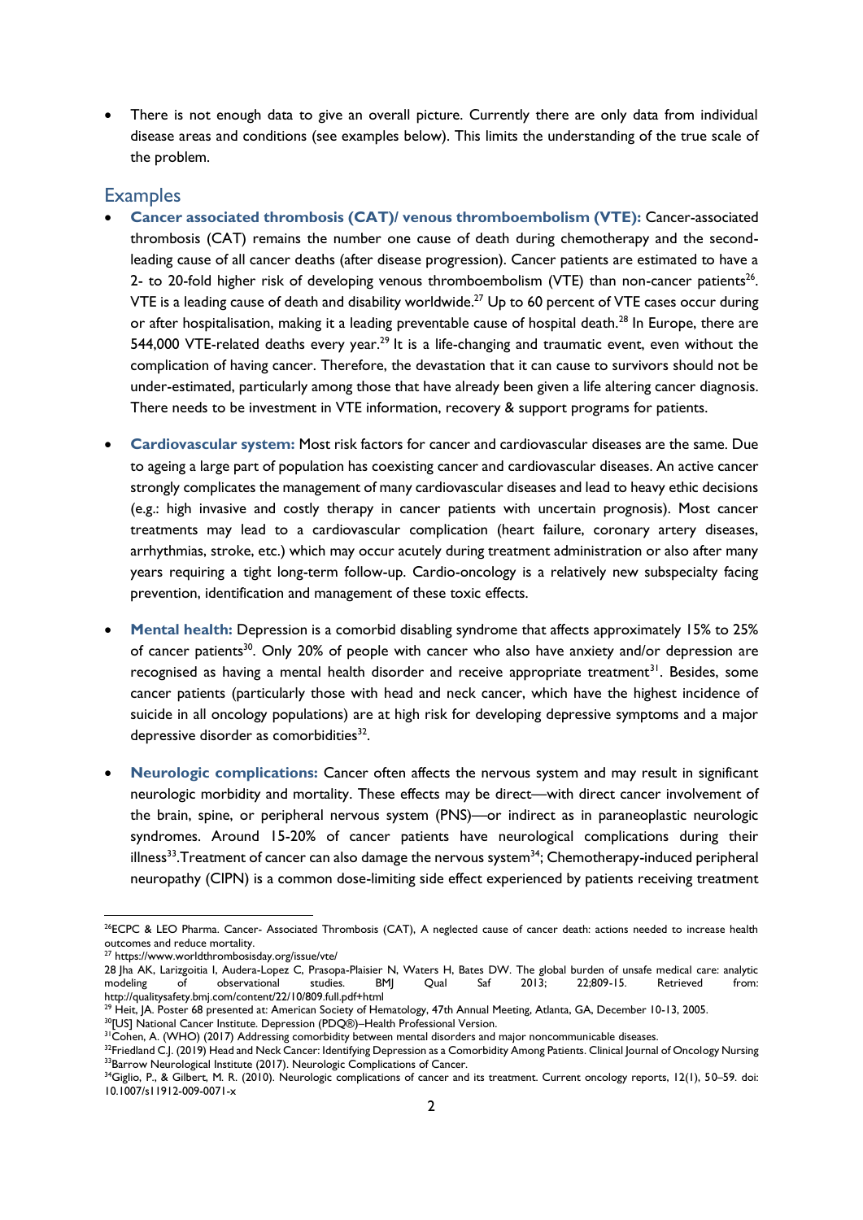- There is not enough data to give an overall picture. Currently there are only data from individual disease areas and conditions (see examples below). This limits the understanding of the true scale of the problem.

## Examples

- **Cancer associated thrombosis (CAT)/ venous thromboembolism (VTE):** Cancer-associated thrombosis (CAT) remains the number one cause of death during chemotherapy and the second-leading cause of all cancer deaths (after disease progression). Cancer patients are estimated to have a 2- to 20-fold higher risk of developing venous thromboembolism (VTE) than non-cancer patients[26]. VTE is a leading cause of death and disability worldwide.[27] Up to 60 percent of VTE cases occur during or after hospitalisation, making it a leading preventable cause of hospital death.[28] In Europe, there are 544,000 VTE-related deaths every year.[29] It is a life-changing and traumatic event, even without the complication of having cancer. Therefore, the devastation that it can cause to survivors should not be under-estimated, particularly among those that have already been given a life altering cancer diagnosis. There needs to be investment in VTE information, recovery & support programs for patients.

- **Cardiovascular system:** Most risk factors for cancer and cardiovascular diseases are the same. Due to ageing a large part of population has coexisting cancer and cardiovascular diseases. An active cancer strongly complicates the management of many cardiovascular diseases and lead to heavy ethic decisions (e.g.: high invasive and costly therapy in cancer patients with uncertain prognosis). Most cancer treatments may lead to a cardiovascular complication (heart failure, coronary artery diseases, arrhythmias, stroke, etc.) which may occur acutely during treatment administration or also after many years requiring a tight long-term follow-up. Cardio-oncology is a relatively new subspecialty facing prevention, identification and management of these toxic effects.

- **Mental health:** Depression is a comorbid disabling syndrome that affects approximately 15% to 25% of cancer patients[30]. Only 20% of people with cancer who also have anxiety and/or depression are recognised as having a mental health disorder and receive appropriate treatment[31]. Besides, some cancer patients (particularly those with head and neck cancer, which have the highest incidence of suicide in all oncology populations) are at high risk for developing depressive symptoms and a major depressive disorder as comorbidities[32].

- **Neurologic complications:** Cancer often affects the nervous system and may result in significant neurologic morbidity and mortality. These effects may be direct—with direct cancer involvement of the brain, spine, or peripheral nervous system (PNS)—or indirect as in paraneoplastic neurologic syndromes. Around 15-20% of cancer patients have neurological complications during their illness[33].Treatment of cancer can also damage the nervous system[34]; Chemotherapy-induced peripheral neuropathy (CIPN) is a common dose-limiting side effect experienced by patients receiving treatment

---

[26] ECPC & LEO Pharma. Cancer- Associated Thrombosis (CAT), A neglected cause of cancer death: actions needed to increase health outcomes and reduce mortality.

[27] https://www.worldthrombosisday.org/issue/vte/

[28] Jha AK, Larizgoitia I, Audera-Lopez C, Prasopa-Plaisier N, Waters H, Bates DW. The global burden of unsafe medical care: analytic modeling of observational studies. BMJ Qual Saf 2013; 22;809-15. Retrieved from: http://qualitysafety.bmj.com/content/22/10/809.full.pdf+html

[29] Heit, JA. Poster 68 presented at: American Society of Hematology, 47th Annual Meeting, Atlanta, GA, December 10-13, 2005.

[30] [US] National Cancer Institute. Depression (PDQ®)–Health Professional Version.

[31] Cohen, A. (WHO) (2017) Addressing comorbidity between mental disorders and major noncommunicable diseases.

[32] Friedland C.J. (2019) Head and Neck Cancer: Identifying Depression as a Comorbidity Among Patients. Clinical Journal of Oncology Nursing

[33] Barrow Neurological Institute (2017). Neurologic Complications of Cancer.

[34] Giglio, P., & Gilbert, M. R. (2010). Neurologic complications of cancer and its treatment. Current oncology reports, 12(1), 50–59. doi: 10.1007/s11912-009-0071-x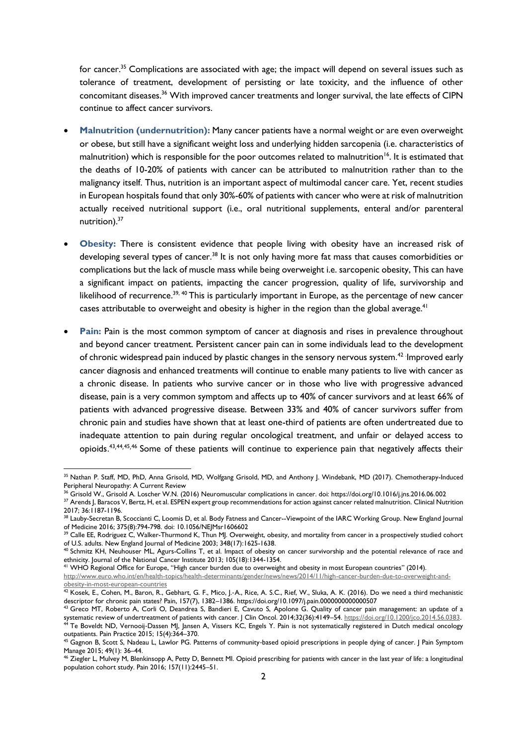for cancer.[35] Complications are associated with age; the impact will depend on several issues such as tolerance of treatment, development of persisting or late toxicity, and the influence of other concomitant diseases.[36] With improved cancer treatments and longer survival, the late effects of CIPN continue to affect cancer survivors.

- **Malnutrition (undernutrition):** Many cancer patients have a normal weight or are even overweight or obese, but still have a significant weight loss and underlying hidden sarcopenia (i.e. characteristics of malnutrition) which is responsible for the poor outcomes related to malnutrition[16]. It is estimated that the deaths of 10-20% of patients with cancer can be attributed to malnutrition rather than to the malignancy itself. Thus, nutrition is an important aspect of multimodal cancer care. Yet, recent studies in European hospitals found that only 30%-60% of patients with cancer who were at risk of malnutrition actually received nutritional support (i.e., oral nutritional supplements, enteral and/or parenteral nutrition).[37]

- **Obesity:** There is consistent evidence that people living with obesity have an increased risk of developing several types of cancer.[38] It is not only having more fat mass that causes comorbidities or complications but the lack of muscle mass while being overweight i.e. sarcopenic obesity, This can have a significant impact on patients, impacting the cancer progression, quality of life, survivorship and likelihood of recurrence.[39, 40] This is particularly important in Europe, as the percentage of new cancer cases attributable to overweight and obesity is higher in the region than the global average.[41]

- **Pain:** Pain is the most common symptom of cancer at diagnosis and rises in prevalence throughout and beyond cancer treatment. Persistent cancer pain can in some individuals lead to the development of chronic widespread pain induced by plastic changes in the sensory nervous system.[42] Improved early cancer diagnosis and enhanced treatments will continue to enable many patients to live with cancer as a chronic disease. In patients who survive cancer or in those who live with progressive advanced disease, pain is a very common symptom and affects up to 40% of cancer survivors and at least 66% of patients with advanced progressive disease. Between 33% and 40% of cancer survivors suffer from chronic pain and studies have shown that at least one-third of patients are often undertreated due to inadequate attention to pain during regular oncological treatment, and unfair or delayed access to opioids.[43,44,45,46] Some of these patients will continue to experience pain that negatively affects their

---

[35] Nathan P. Staff, MD, PhD, Anna Grisold, MD, Wolfgang Grisold, MD, and Anthony J. Windebank, MD (2017). Chemotherapy-Induced Peripheral Neuropathy: A Current Review

[36] Grisold W., Grisold A. Loscher W.N. (2016) Neuromuscular complications in cancer. doi: https://doi.org/10.1016/j.jns.2016.06.002

[37] Arends J, Baracos V, Bertz, H, et al. ESPEN expert group recommendations for action against cancer related malnutrition. Clinical Nutrition 2017; 36:1187-1196.

[38] Lauby-Secretan B, Scoccianti C, Loomis D, et al. Body Fatness and Cancer--Viewpoint of the IARC Working Group. New England Journal of Medicine 2016; 375(8):794-798. doi: 10.1056/NEJMsr1606602

[39] Calle EE, Rodriguez C, Walker-Thurmond K, Thun MJ. Overweight, obesity, and mortality from cancer in a prospectively studied cohort of U.S. adults. New England Journal of Medicine 2003; 348(17):1625-1638.

[40] Schmitz KH, Neuhouser ML, Agurs-Collins T, et al. Impact of obesity on cancer survivorship and the potential relevance of race and ethnicity. Journal of the National Cancer Institute 2013; 105(18):1344-1354.

[41] WHO Regional Office for Europe, "High cancer burden due to overweight and obesity in most European countries" (2014). http://www.euro.who.int/en/health-topics/health-determinants/gender/news/news/2014/11/high-cancer-burden-due-to-overweight-and-obesity-in-most-european-countries

[42] Kosek, E., Cohen, M., Baron, R., Gebhart, G. F., Mico, J.-A., Rice, A. S.C., Rief, W., Sluka, A. K. (2016). Do we need a third mechanistic descriptor for chronic pain states? Pain, 157(7), 1382–1386. https://doi.org/10.1097/j.pain.0000000000000507

[43] Greco MT, Roberto A, Corli O, Deandrea S, Bandieri E, Cavuto S, Apolone G. Quality of cancer pain management: an update of a systematic review of undertreatment of patients with cancer. J Clin Oncol. 2014;32(36):4149–54. https://doi.org/10.1200/jco.2014.56.0383.

[44] Te Boveldt ND, Vernooij-Dassen MJ, Jansen A, Vissers KC, Engels Y. Pain is not systematically registered in Dutch medical oncology outpatients. Pain Practice 2015; 15(4):364–370.

[45] Gagnon B, Scott S, Nadeau L, Lawlor PG. Patterns of community-based opioid prescriptions in people dying of cancer. J Pain Symptom Manage 2015; 49(1): 36–44.

[46] Ziegler L, Mulvey M, Blenkinsopp A, Petty D, Bennett MI. Opioid prescribing for patients with cancer in the last year of life: a longitudinal population cohort study. Pain 2016; 157(11):2445–51.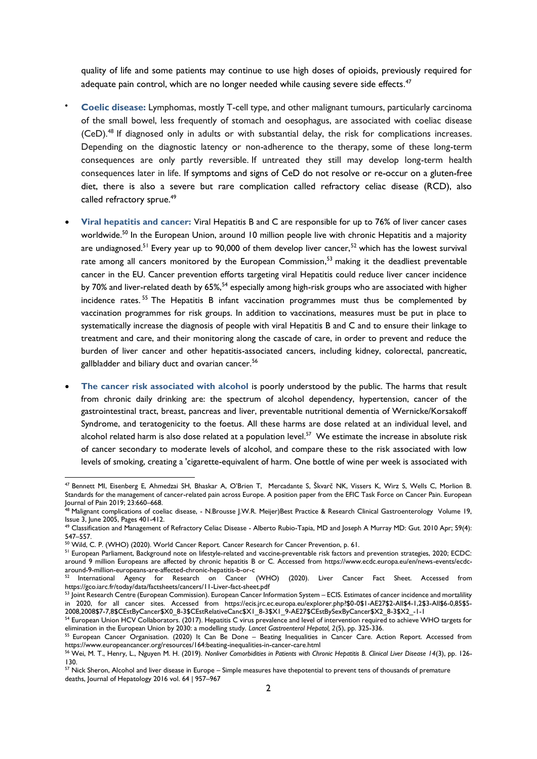quality of life and some patients may continue to use high doses of opioids, previously required for adequate pain control, which are no longer needed while causing severe side effects.[47]

- **Coelic disease:** Lymphomas, mostly T-cell type, and other malignant tumours, particularly carcinoma of the small bowel, less frequently of stomach and oesophagus, are associated with coeliac disease (CeD).[48] If diagnosed only in adults or with substantial delay, the risk for complications increases. Depending on the diagnostic latency or non-adherence to the therapy, some of these long-term consequences are only partly reversible. If untreated they still may develop long-term health consequences later in life. If symptoms and signs of CeD do not resolve or re-occur on a gluten-free diet, there is also a severe but rare complication called refractory celiac disease (RCD), also called refractory sprue.[49]

- **Viral hepatitis and cancer:** Viral Hepatitis B and C are responsible for up to 76% of liver cancer cases worldwide.[50] In the European Union, around 10 million people live with chronic Hepatitis and a majority are undiagnosed.[51] Every year up to 90,000 of them develop liver cancer,[52] which has the lowest survival rate among all cancers monitored by the European Commission,[53] making it the deadliest preventable cancer in the EU. Cancer prevention efforts targeting viral Hepatitis could reduce liver cancer incidence by 70% and liver-related death by 65%,[54] especially among high-risk groups who are associated with higher incidence rates.[55] The Hepatitis B infant vaccination programmes must thus be complemented by vaccination programmes for risk groups. In addition to vaccinations, measures must be put in place to systematically increase the diagnosis of people with viral Hepatitis B and C and to ensure their linkage to treatment and care, and their monitoring along the cascade of care, in order to prevent and reduce the burden of liver cancer and other hepatitis-associated cancers, including kidney, colorectal, pancreatic, gallbladder and biliary duct and ovarian cancer.[56]

- **The cancer risk associated with alcohol** is poorly understood by the public. The harms that result from chronic daily drinking are: the spectrum of alcohol dependency, hypertension, cancer of the gastrointestinal tract, breast, pancreas and liver, preventable nutritional dementia of Wernicke/Korsakoff Syndrome, and teratogenicity to the foetus. All these harms are dose related at an individual level, and alcohol related harm is also dose related at a population level.[57] We estimate the increase in absolute risk of cancer secondary to moderate levels of alcohol, and compare these to the risk associated with low levels of smoking, creating a 'cigarette-equivalent of harm. One bottle of wine per week is associated with

---

[47] Bennett MI, Eisenberg E, Ahmedzai SH, Bhaskar A, O'Brien T, Mercadante S, Škvarč NK, Vissers K, Wirz S, Wells C, Morlion B. Standards for the management of cancer-related pain across Europe. A position paper from the EFIC Task Force on Cancer Pain. European Journal of Pain 2019; 23:660–668.

[48] Malignant complications of coeliac disease, - N.Brousse J.W.R. Meijer)Best Practice & Research Clinical Gastroenterology Volume 19, Issue 3, June 2005, Pages 401-412.

[49] Classification and Management of Refractory Celiac Disease - Alberto Rubio-Tapia, MD and Joseph A Murray MD: Gut. 2010 Apr; 59(4): 547–557.

[50] Wild, C. P. (WHO) (2020). World Cancer Report. Cancer Research for Cancer Prevention, p. 61.

[51] European Parliament, Background note on lifestyle-related and vaccine-preventable risk factors and prevention strategies, 2020; ECDC: around 9 million Europeans are affected by chronic hepatitis B or C. Accessed from https://www.ecdc.europa.eu/en/news-events/ecdc-around-9-million-europeans-are-affected-chronic-hepatitis-b-or-c

[52] International Agency for Research on Cancer (WHO) (2020). Liver Cancer Fact Sheet. Accessed from https://gco.iarc.fr/today/data/factsheets/cancers/11-Liver-fact-sheet.pdf

[53] Joint Research Centre (European Commission). European Cancer Information System – ECIS. Estimates of cancer incidence and mortality in 2020, for all cancer sites. Accessed from https://ecis.jrc.ec.europa.eu/explorer.php?$0-0$1-AE27$2-All$4-1,2$3-All$6-0,85$5-2008,2008$7-7,8$CEstByCancer$X0_8-3$CEstRelativeCanc$X1_8-3$X1_9-AE27$CEstBySexByCancer$X2_8-3$X2_-1-1

[54] European Union HCV Collaborators. (2017). Hepatitis C virus prevalence and level of intervention required to achieve WHO targets for elimination in the European Union by 2030: a modelling study. *Lancet Gastroenterol Hepatol, 2*(5), pp. 325-336.

[55] European Cancer Organisation. (2020) It Can Be Done – Beating Inequalities in Cancer Care. Action Report. Accessed from https://www.europeancancer.org/resources/164:beating-inequalities-in-cancer-care.html

[56] Wei, M. T., Henry, L., Nguyen M. H. (2019). *Nonliver Comorbidities in Patients with Chronic Hepatitis B. Clinical Liver Disease 14*(3), pp. 126-130.

[57] Nick Sheron, Alcohol and liver disease in Europe – Simple measures have thepotential to prevent tens of thousands of premature deaths, Journal of Hepatology 2016 vol. 64 | 957–967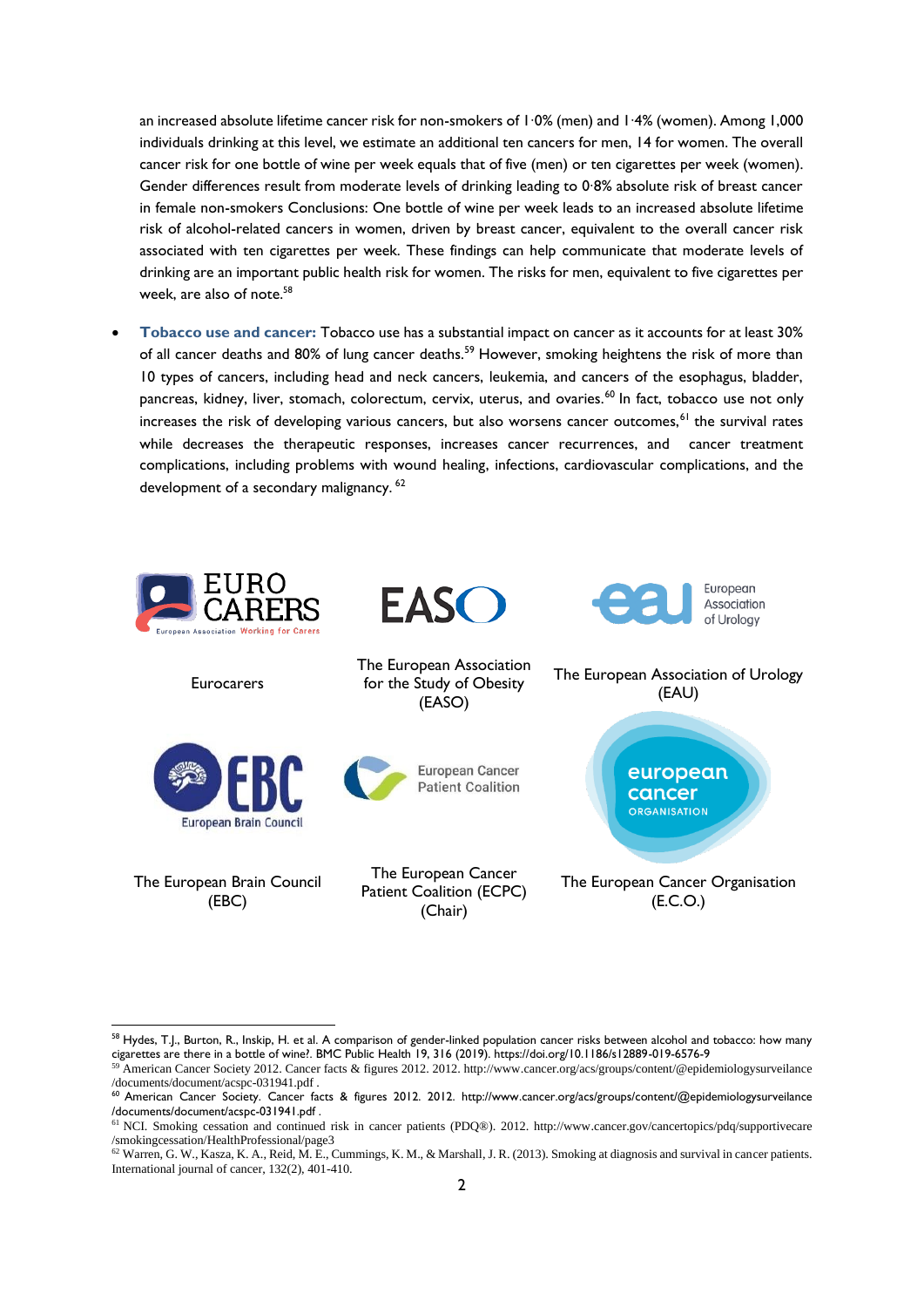an increased absolute lifetime cancer risk for non-smokers of 1·0% (men) and 1·4% (women). Among 1,000 individuals drinking at this level, we estimate an additional ten cancers for men, 14 for women. The overall cancer risk for one bottle of wine per week equals that of five (men) or ten cigarettes per week (women). Gender differences result from moderate levels of drinking leading to 0·8% absolute risk of breast cancer in female non-smokers Conclusions: One bottle of wine per week leads to an increased absolute lifetime risk of alcohol-related cancers in women, driven by breast cancer, equivalent to the overall cancer risk associated with ten cigarettes per week. These findings can help communicate that moderate levels of drinking are an important public health risk for women. The risks for men, equivalent to five cigarettes per week, are also of note.[58]

- **Tobacco use and cancer:** Tobacco use has a substantial impact on cancer as it accounts for at least 30% of all cancer deaths and 80% of lung cancer deaths.[59] However, smoking heightens the risk of more than 10 types of cancers, including head and neck cancers, leukemia, and cancers of the esophagus, bladder, pancreas, kidney, liver, stomach, colorectum, cervix, uterus, and ovaries.[60] In fact, tobacco use not only increases the risk of developing various cancers, but also worsens cancer outcomes,[61] the survival rates while decreases the therapeutic responses, increases cancer recurrences, and cancer treatment complications, including problems with wound healing, infections, cardiovascular complications, and the development of a secondary malignancy.[62]

| | | |
|---|---|---|
| Eurocarers | The European Association for the Study of Obesity (EASO) | The European Association of Urology (EAU) |
| The European Brain Council (EBC) | The European Cancer Patient Coalition (ECPC) (Chair) | The European Cancer Organisation (E.C.O.) |

[58] Hydes, T.J., Burton, R., Inskip, H. et al. A comparison of gender-linked population cancer risks between alcohol and tobacco: how many cigarettes are there in a bottle of wine?. BMC Public Health 19, 316 (2019). https://doi.org/10.1186/s12889-019-6576-9

[59] American Cancer Society 2012. Cancer facts & figures 2012. 2012. http://www.cancer.org/acs/groups/content/@epidemiologysurveilance/documents/document/acspc-031941.pdf .

[60] American Cancer Society. Cancer facts & figures 2012. 2012. http://www.cancer.org/acs/groups/content/@epidemiologysurveilance/documents/document/acspc-031941.pdf .

[61] NCI. Smoking cessation and continued risk in cancer patients (PDQ®). 2012. http://www.cancer.gov/cancertopics/pdq/supportivecare/smokingcessation/HealthProfessional/page3

[62] Warren, G. W., Kasza, K. A., Reid, M. E., Cummings, K. M., & Marshall, J. R. (2013). Smoking at diagnosis and survival in cancer patients. International journal of cancer, 132(2), 401-410.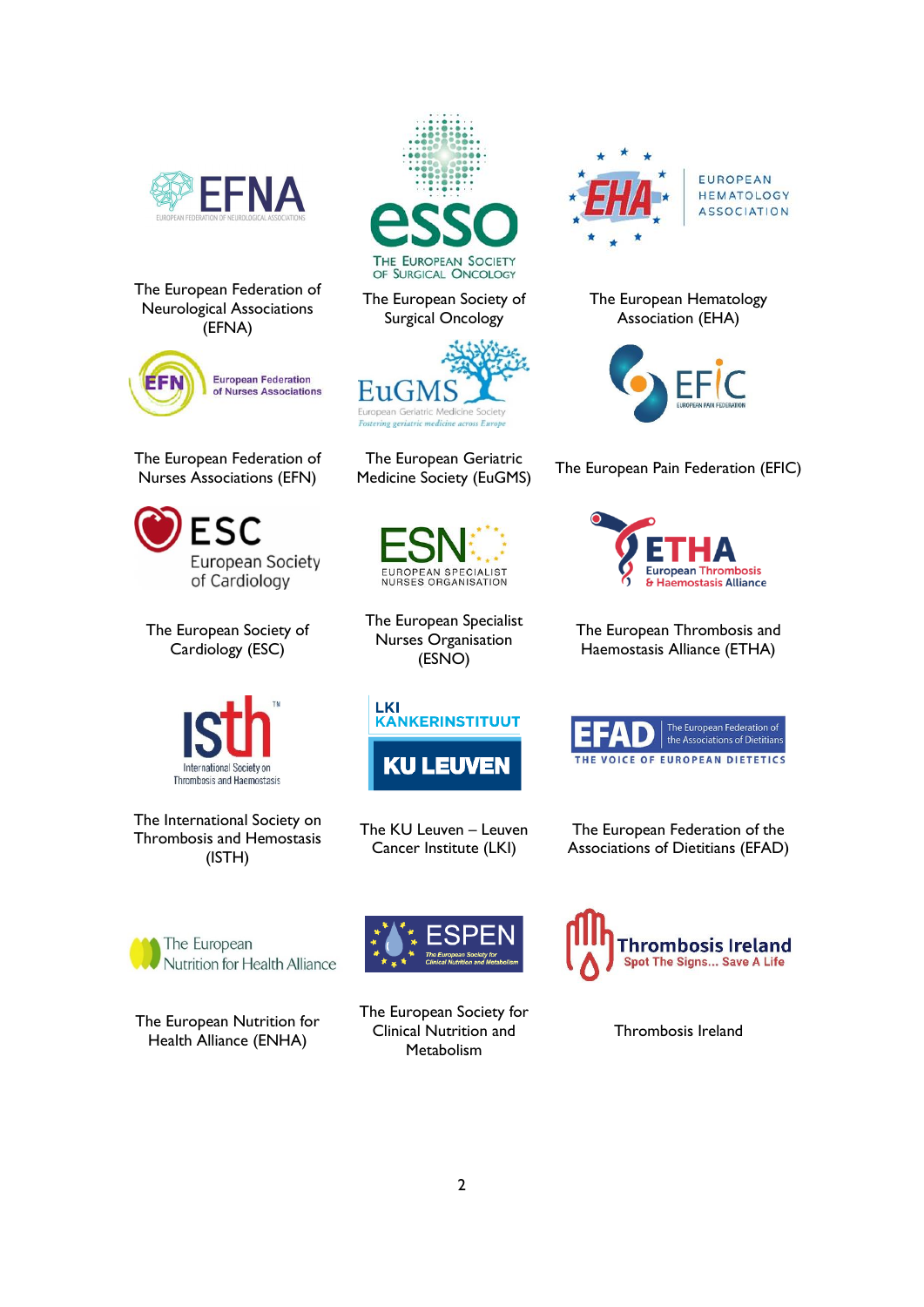The European Federation of Neurological Associations (EFNA)

The European Society of Surgical Oncology

The European Hematology Association (EHA)

The European Federation of Nurses Associations (EFN)

The European Geriatric Medicine Society (EuGMS)

The European Pain Federation (EFIC)

The European Society of Cardiology (ESC)

The European Specialist Nurses Organisation (ESNO)

The European Thrombosis and Haemostasis Alliance (ETHA)

The International Society on Thrombosis and Hemostasis (ISTH)

The KU Leuven – Leuven Cancer Institute (LKI)

The European Federation of the Associations of Dietitians (EFAD)

The European Nutrition for Health Alliance (ENHA)

The European Society for Clinical Nutrition and Metabolism

Thrombosis Ireland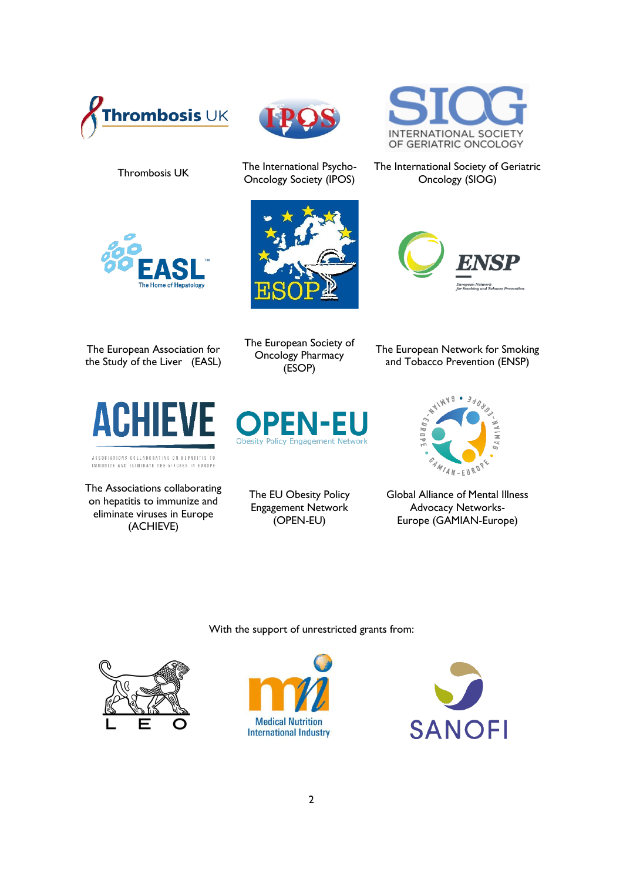Thrombosis UK

The International Psycho-Oncology Society (IPOS)

The International Society of Geriatric Oncology (SIOG)

The European Association for the Study of the Liver (EASL)

The European Society of Oncology Pharmacy (ESOP)

The European Network for Smoking and Tobacco Prevention (ENSP)

The Associations collaborating on hepatitis to immunize and eliminate viruses in Europe (ACHIEVE)

The EU Obesity Policy Engagement Network (OPEN-EU)

Global Alliance of Mental Illness Advocacy Networks-Europe (GAMIAN-Europe)

With the support of unrestricted grants from: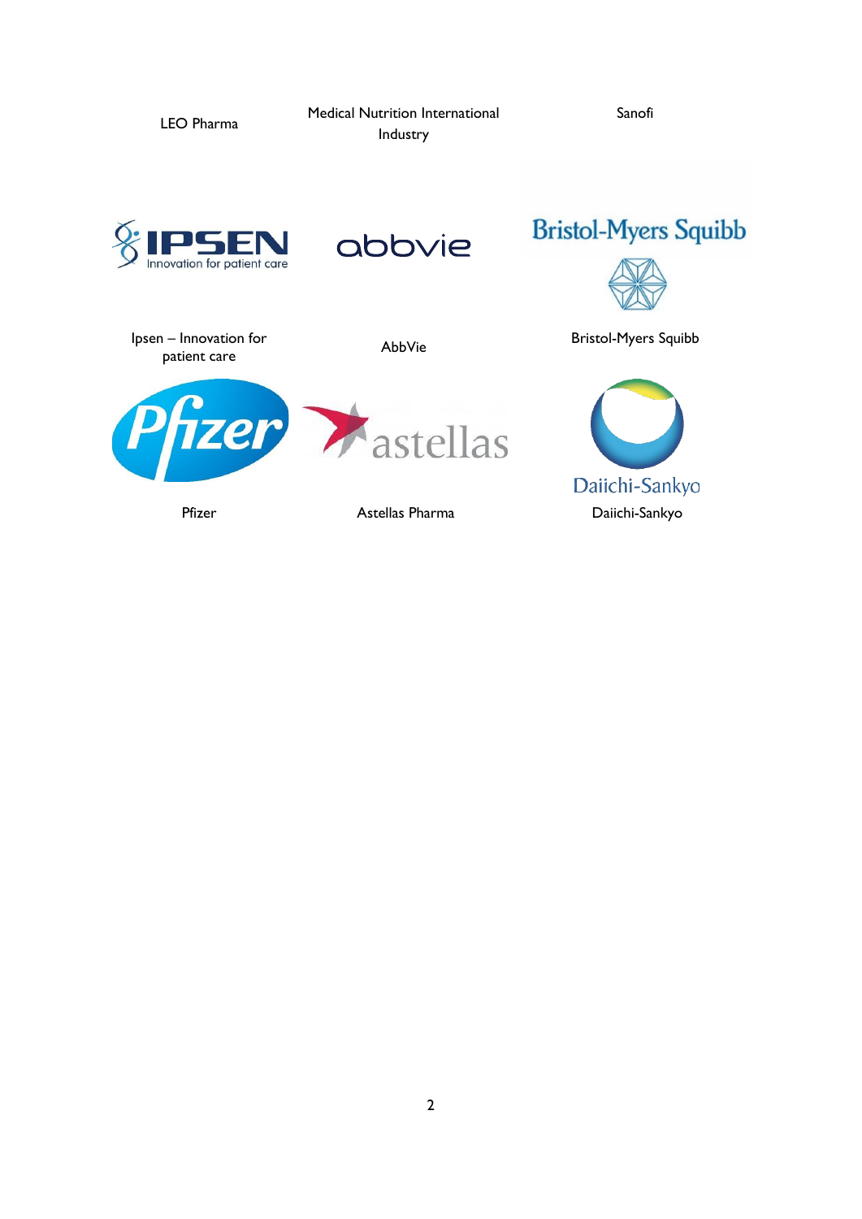| | | |
|---|---|---|
| LEO Pharma | Medical Nutrition International Industry | Sanofi |
| Ipsen – Innovation for patient care | AbbVie | Bristol-Myers Squibb |
| Pfizer | Astellas Pharma | Daiichi-Sankyo |